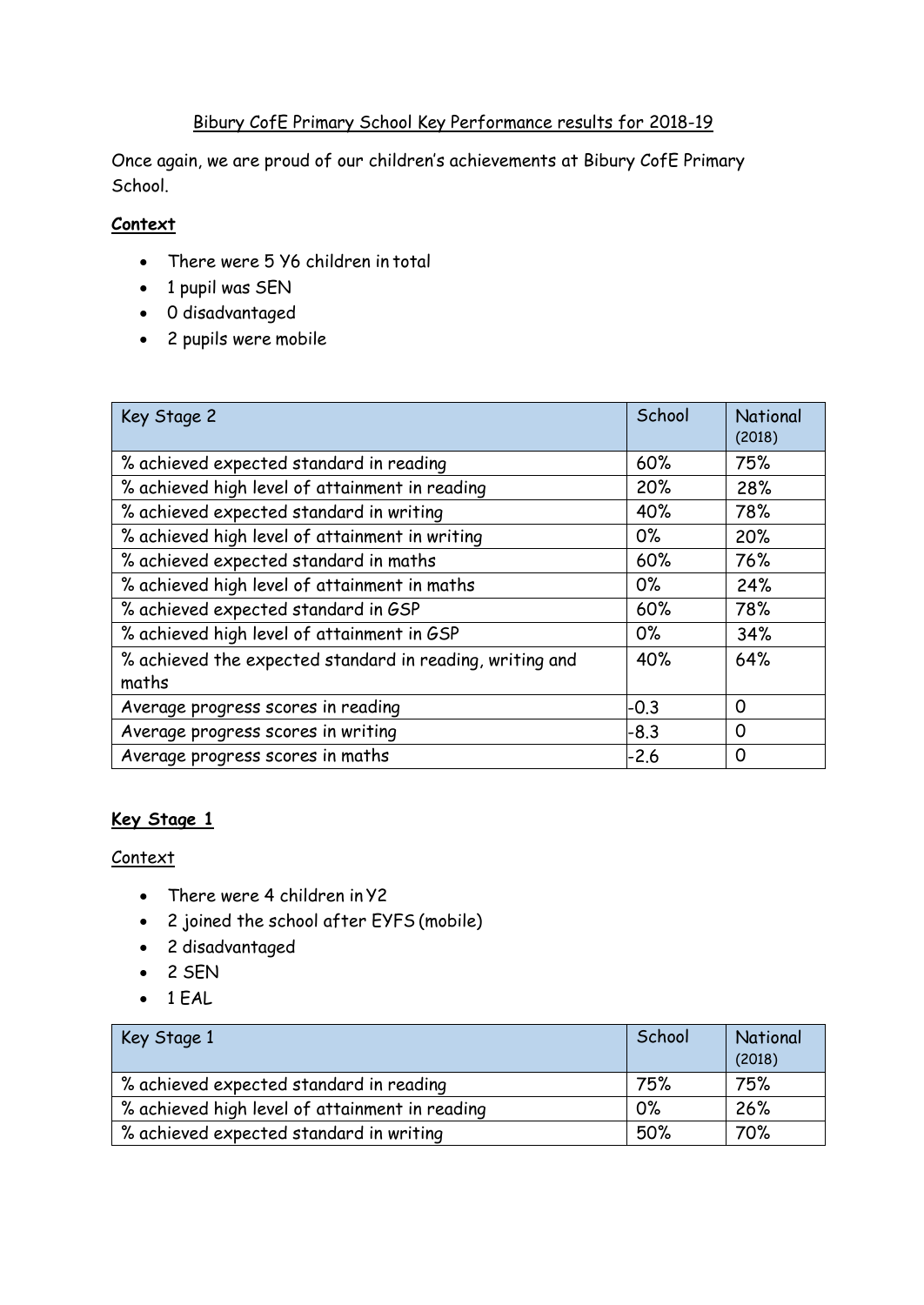# Bibury CofE Primary School Key Performance results for 2018-19

Once again, we are proud of our children's achievements at Bibury CofE Primary School.

**Context**

- There were 5 Y6 children in total
- 1 pupil was SEN
- 0 disadvantaged
- 2 pupils were mobile

| Key Stage 2 | School | National (2018) |
|---|---|---|
| % achieved expected standard in reading | 60% | 75% |
| % achieved high level of attainment in reading | 20% | 28% |
| % achieved expected standard in writing | 40% | 78% |
| % achieved high level of attainment in writing | 0% | 20% |
| % achieved expected standard in maths | 60% | 76% |
| % achieved high level of attainment in maths | 0% | 24% |
| % achieved expected standard in GSP | 60% | 78% |
| % achieved high level of attainment in GSP | 0% | 34% |
| % achieved the expected standard in reading, writing and maths | 40% | 64% |
| Average progress scores in reading | -0.3 | 0 |
| Average progress scores in writing | -8.3 | 0 |
| Average progress scores in maths | -2.6 | 0 |

## Key Stage 1

Context

- There were 4 children in Y2
- 2 joined the school after EYFS (mobile)
- 2 disadvantaged
- 2 SEN
- 1 EAL

| Key Stage 1 | School | National (2018) |
|---|---|---|
| % achieved expected standard in reading | 75% | 75% |
| % achieved high level of attainment in reading | 0% | 26% |
| % achieved expected standard in writing | 50% | 70% |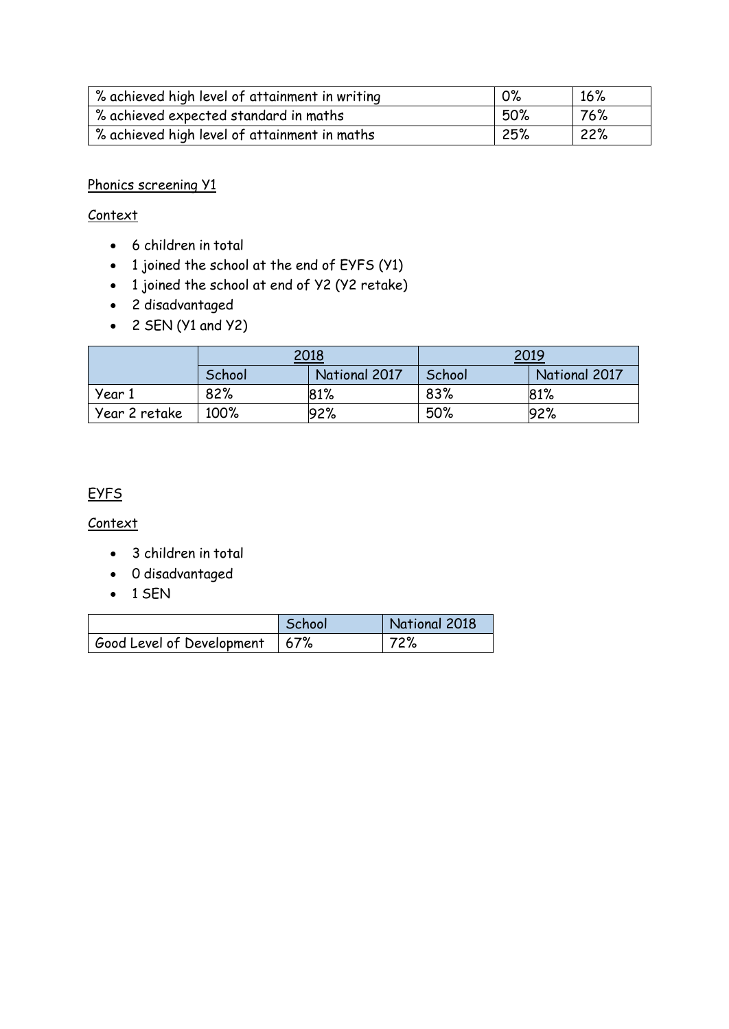| | | |
|---|---|---|
| % achieved high level of attainment in writing | 0% | 16% |
| % achieved expected standard in maths | 50% | 76% |
| % achieved high level of attainment in maths | 25% | 22% |

Phonics screening Y1

Context

- 6 children in total
- 1 joined the school at the end of EYFS (Y1)
- 1 joined the school at end of Y2 (Y2 retake)
- 2 disadvantaged
- 2 SEN (Y1 and Y2)

| | 2018 | | 2019 | |
|---|---|---|---|---|
| | School | National 2017 | School | National 2017 |
| Year 1 | 82% | 81% | 83% | 81% |
| Year 2 retake | 100% | 92% | 50% | 92% |

EYFS

Context

- 3 children in total
- 0 disadvantaged
- 1 SEN

| | School | National 2018 |
|---|---|---|
| Good Level of Development | 67% | 72% |